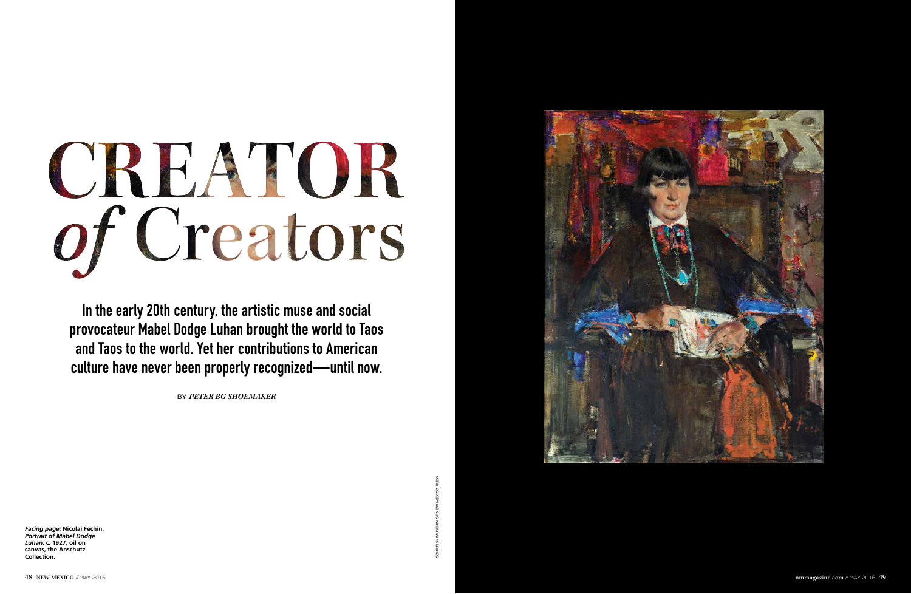# CREATOR *of* Creators

**In the early 20th century, the artistic muse and social provocateur Mabel Dodge Luhan brought the world to Taos and Taos to the world. Yet her contributions to American culture have never been properly recognized—until now.**

BY *PETER BG SHOEMAKER*

***Facing page:*** **Nicolai Fechin, *Portrait of Mabel Dodge Luhan*, c. 1927, oil on canvas, the Anschutz Collection.**

COURTESY MUSEUM OF NEW MEXICO PRESS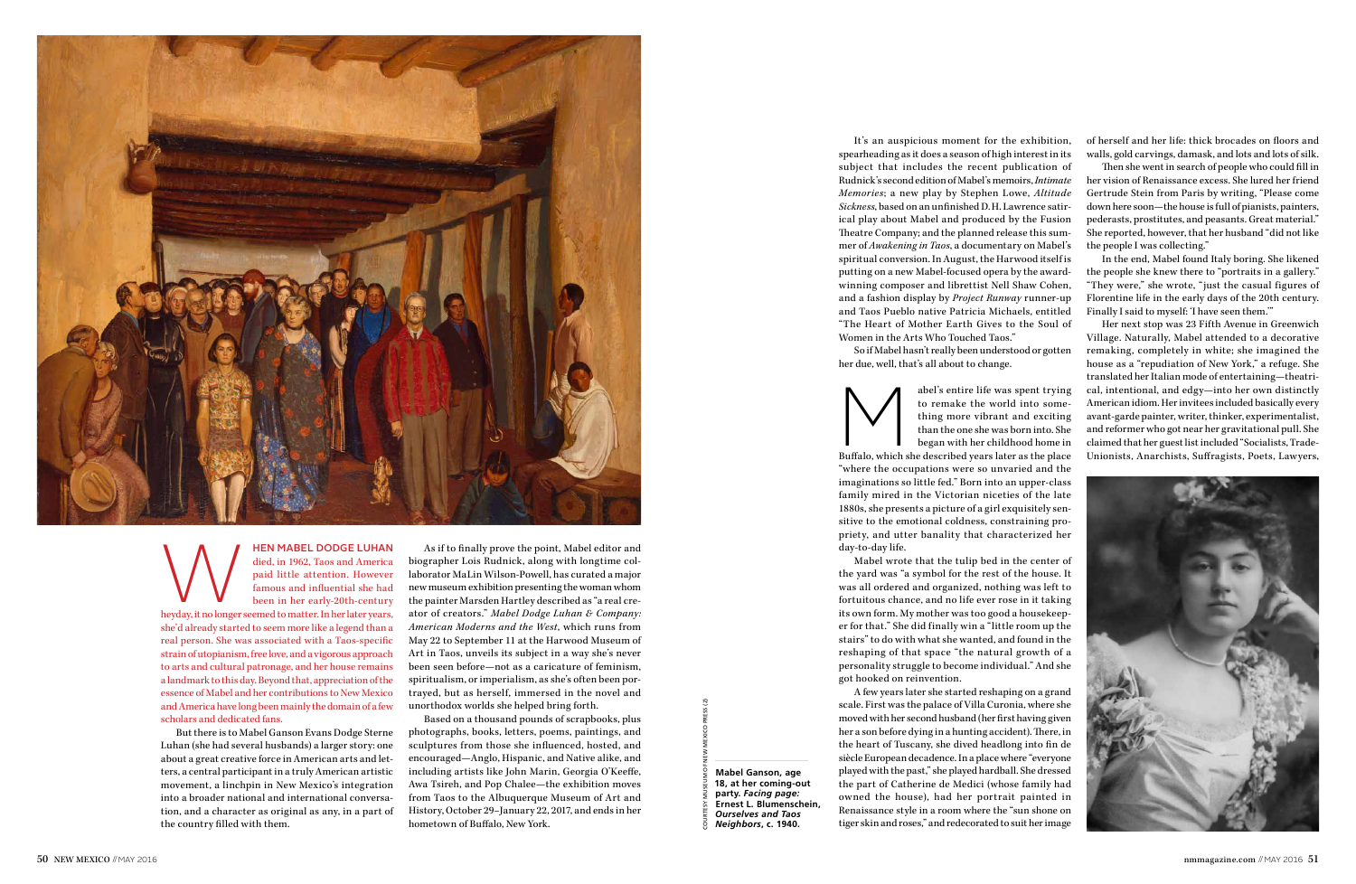When Mabel Dodge Luhan died, in 1962, Taos and America paid little attention. However famous and influential she had been in her early-20th-century heyday, it no longer seemed to matter. In her later years, she'd already started to seem more like a legend than a real person. She was associated with a Taos-specific strain of utopianism, free love, and a vigorous approach to arts and cultural patronage, and her house remains a landmark to this day. Beyond that, appreciation of the essence of Mabel and her contributions to New Mexico and America have long been mainly the domain of a few scholars and dedicated fans.

But there is to Mabel Ganson Evans Dodge Sterne Luhan (she had several husbands) a larger story: one about a great creative force in American arts and letters, a central participant in a truly American artistic movement, a linchpin in New Mexico's integration into a broader national and international conversation, and a character as original as any, in a part of the country filled with them.

As if to finally prove the point, Mabel editor and biographer Lois Rudnick, along with longtime collaborator MaLin Wilson-Powell, has curated a major new museum exhibition presenting the woman whom the painter Marsden Hartley described as "a real creator of creators." *Mabel Dodge Luhan & Company: American Moderns and the West*, which runs from May 22 to September 11 at the Harwood Museum of Art in Taos, unveils its subject in a way she's never been seen before—not as a caricature of feminism, spiritualism, or imperialism, as she's often been portrayed, but as herself, immersed in the novel and unorthodox worlds she helped bring forth.

Based on a thousand pounds of scrapbooks, plus photographs, books, letters, poems, paintings, and sculptures from those she influenced, hosted, and encouraged—Anglo, Hispanic, and Native alike, and including artists like John Marin, Georgia O'Keeffe, Awa Tsireh, and Pop Chalee—the exhibition moves from Taos to the Albuquerque Museum of Art and History, October 29–January 22, 2017, and ends in her hometown of Buffalo, New York.

It's an auspicious moment for the exhibition, spearheading as it does a season of high interest in its subject that includes the recent publication of Rudnick's second edition of Mabel's memoirs, *Intimate Memories*; a new play by Stephen Lowe, *Altitude Sickness*, based on an unfinished D. H. Lawrence satirical play about Mabel and produced by the Fusion Theatre Company; and the planned release this summer of *Awakening in Taos*, a documentary on Mabel's spiritual conversion. In August, the Harwood itself is putting on a new Mabel-focused opera by the award-winning composer and librettist Nell Shaw Cohen, and a fashion display by *Project Runway* runner-up and Taos Pueblo native Patricia Michaels, entitled "The Heart of Mother Earth Gives to the Soul of Women in the Arts Who Touched Taos."

So if Mabel hasn't really been understood or gotten her due, well, that's all about to change.

Mabel's entire life was spent trying to remake the world into something more vibrant and exciting than the one she was born into. She began with her childhood home in Buffalo, which she described years later as the place "where the occupations were so unvaried and the imaginations so little fed." Born into an upper-class family mired in the Victorian niceties of the late 1880s, she presents a picture of a girl exquisitely sensitive to the emotional coldness, constraining propriety, and utter banality that characterized her day-to-day life.

Mabel wrote that the tulip bed in the center of the yard was "a symbol for the rest of the house. It was all ordered and organized, nothing was left to fortuitous chance, and no life ever rose in it taking its own form. My mother was too good a housekeeper for that." She did finally win a "little room up the stairs" to do with what she wanted, and found in the reshaping of that space "the natural growth of a personality struggle to become individual." And she got hooked on reinvention.

A few years later she started reshaping on a grand scale. First was the palace of Villa Curonia, where she moved with her second husband (her first having given her a son before dying in a hunting accident). There, in the heart of Tuscany, she dived headlong into fin de siècle European decadence. In a place where "everyone played with the past," she played hardball. She dressed the part of Catherine de Medici (whose family had owned the house), had her portrait painted in Renaissance style in a room where the "sun shone on tiger skin and roses," and redecorated to suit her image of herself and her life: thick brocades on floors and walls, gold carvings, damask, and lots and lots of silk.

Then she went in search of people who could fill in her vision of Renaissance excess. She lured her friend Gertrude Stein from Paris by writing, "Please come down here soon—the house is full of pianists, painters, pederasts, prostitutes, and peasants. Great material." She reported, however, that her husband "did not like the people I was collecting."

In the end, Mabel found Italy boring. She likened the people she knew there to "portraits in a gallery." "They were," she wrote, "just the casual figures of Florentine life in the early days of the 20th century. Finally I said to myself: 'I have seen them.'"

Her next stop was 23 Fifth Avenue in Greenwich Village. Naturally, Mabel attended to a decorative remaking, completely in white; she imagined the house as a "repudiation of New York," a refuge. She translated her Italian mode of entertaining—theatrical, intentional, and edgy—into her own distinctly American idiom. Her invitees included basically every avant-garde painter, writer, thinker, experimentalist, and reformer who got near her gravitational pull. She claimed that her guest list included "Socialists, Trade-Unionists, Anarchists, Suffragists, Poets, Lawyers,

**Mabel Ganson, age 18, at her coming-out party. *Facing page:* Ernest L. Blumenschein, *Ourselves and Taos Neighbors*, c. 1940.**

COURTESY MUSEUM OF NEW MEXICO PRESS (2)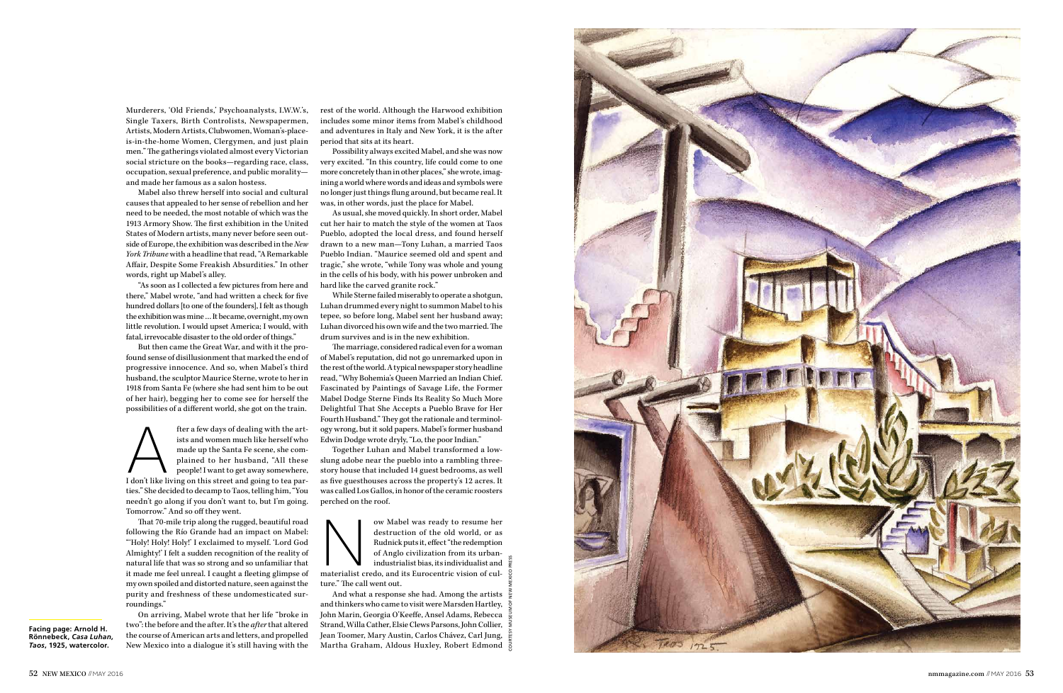Murderers, 'Old Friends,' Psychoanalysts, I.W.W.'s, Single Taxers, Birth Controlists, Newspapermen, Artists, Modern Artists, Clubwomen, Woman's-place-is-in-the-home Women, Clergymen, and just plain men." The gatherings violated almost every Victorian social stricture on the books—regarding race, class, occupation, sexual preference, and public morality—and made her famous as a salon hostess.

Mabel also threw herself into social and cultural causes that appealed to her sense of rebellion and her need to be needed, the most notable of which was the 1913 Armory Show. The first exhibition in the United States of Modern artists, many never before seen outside of Europe, the exhibition was described in the *New York Tribune* with a headline that read, "A Remarkable Affair, Despite Some Freakish Absurdities." In other words, right up Mabel's alley.

"As soon as I collected a few pictures from here and there," Mabel wrote, "and had written a check for five hundred dollars [to one of the founders], I felt as though the exhibition was mine … It became, overnight, my own little revolution. I would upset America; I would, with fatal, irrevocable disaster to the old order of things."

But then came the Great War, and with it the profound sense of disillusionment that marked the end of progressive innocence. And so, when Mabel's third husband, the sculptor Maurice Sterne, wrote to her in 1918 from Santa Fe (where she had sent him to be out of her hair), begging her to come see for herself the possibilities of a different world, she got on the train.

After a few days of dealing with the artists and women much like herself who made up the Santa Fe scene, she complained to her husband, "All these people! I want to get away somewhere, I don't like living on this street and going to tea parties." She decided to decamp to Taos, telling him, "You needn't go along if you don't want to, but I'm going. Tomorrow." And so off they went.

That 70-mile trip along the rugged, beautiful road following the Río Grande had an impact on Mabel: "'Holy! Holy! Holy!' I exclaimed to myself. 'Lord God Almighty!' I felt a sudden recognition of the reality of natural life that was so strong and so unfamiliar that it made me feel unreal. I caught a fleeting glimpse of my own spoiled and distorted nature, seen against the purity and freshness of these undomesticated surroundings."

On arriving, Mabel wrote that her life "broke in two": the before and the after. It's the *after* that altered the course of American arts and letters, and propelled New Mexico into a dialogue it's still having with the rest of the world. Although the Harwood exhibition includes some minor items from Mabel's childhood and adventures in Italy and New York, it is the after period that sits at its heart.

Possibility always excited Mabel, and she was now very excited. "In this country, life could come to one more concretely than in other places," she wrote, imagining a world where words and ideas and symbols were no longer just things flung around, but became real. It was, in other words, just the place for Mabel.

As usual, she moved quickly. In short order, Mabel cut her hair to match the style of the women at Taos Pueblo, adopted the local dress, and found herself drawn to a new man—Tony Luhan, a married Taos Pueblo Indian. "Maurice seemed old and spent and tragic," she wrote, "while Tony was whole and young in the cells of his body, with his power unbroken and hard like the carved granite rock."

While Sterne failed miserably to operate a shotgun, Luhan drummed every night to summon Mabel to his tepee, so before long, Mabel sent her husband away; Luhan divorced his own wife and the two married. The drum survives and is in the new exhibition.

The marriage, considered radical even for a woman of Mabel's reputation, did not go unremarked upon in the rest of the world. A typical newspaper story headline read, "Why Bohemia's Queen Married an Indian Chief. Fascinated by Paintings of Savage Life, the Former Mabel Dodge Sterne Finds Its Reality So Much More Delightful That She Accepts a Pueblo Brave for Her Fourth Husband." They got the rationale and terminology wrong, but it sold papers. Mabel's former husband Edwin Dodge wrote dryly, "Lo, the poor Indian."

Together Luhan and Mabel transformed a low-slung adobe near the pueblo into a rambling three-story house that included 14 guest bedrooms, as well as five guesthouses across the property's 12 acres. It was called Los Gallos, in honor of the ceramic roosters perched on the roof.

Now Mabel was ready to resume her destruction of the old world, or as Rudnick puts it, effect "the redemption of Anglo civilization from its urban-industrialist bias, its individualist and materialist credo, and its Eurocentric vision of culture." The call went out.

And what a response she had. Among the artists and thinkers who came to visit were Marsden Hartley, John Marin, Georgia O'Keeffe, Ansel Adams, Rebecca Strand, Willa Cather, Elsie Clews Parsons, John Collier, Jean Toomer, Mary Austin, Carlos Chávez, Carl Jung, Martha Graham, Aldous Huxley, Robert Edmond

**Facing page: Arnold H. Rönnebeck, *Casa Luhan, Taos*, 1925, watercolor.**

COURTESY MUSEUM OF NEW MEXICO PRESS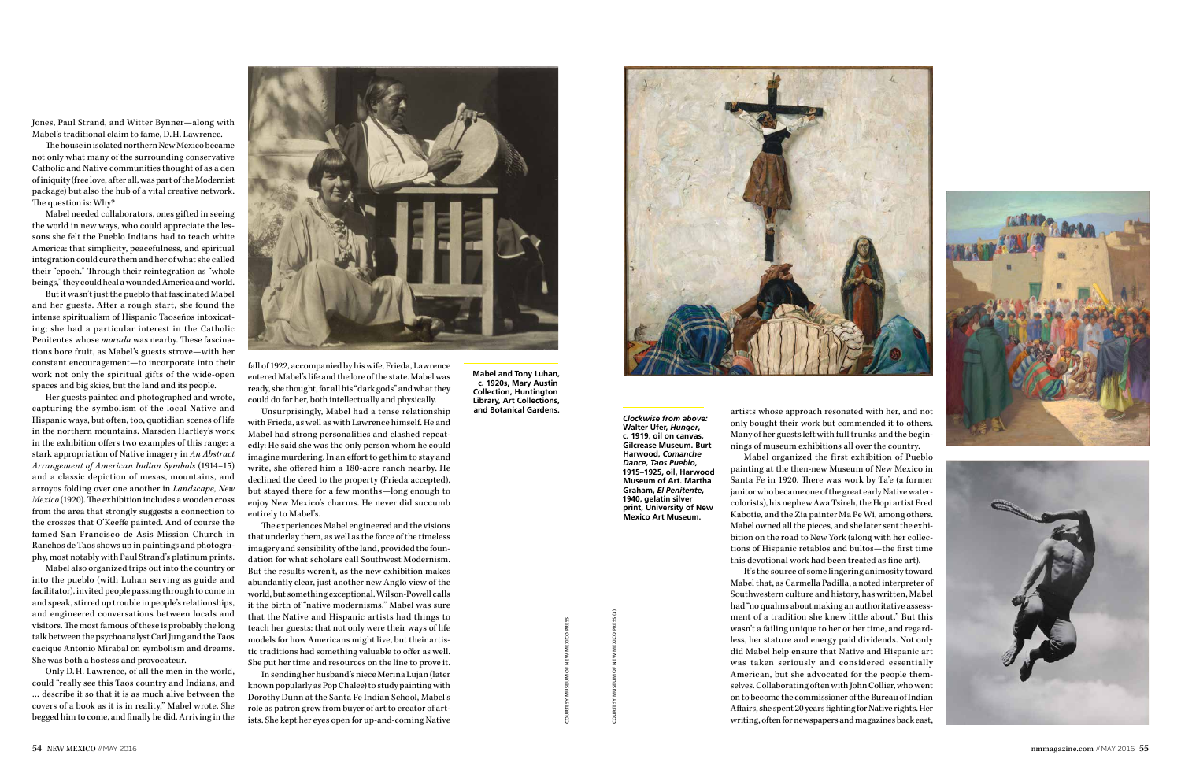Jones, Paul Strand, and Witter Bynner—along with Mabel's traditional claim to fame, D.H. Lawrence.

The house in isolated northern New Mexico became not only what many of the surrounding conservative Catholic and Native communities thought of as a den of iniquity (free love, after all, was part of the Modernist package) but also the hub of a vital creative network. The question is: Why?

Mabel needed collaborators, ones gifted in seeing the world in new ways, who could appreciate the lessons she felt the Pueblo Indians had to teach white America: that simplicity, peacefulness, and spiritual integration could cure them and her of what she called their "epoch." Through their reintegration as "whole beings," they could heal a wounded America and world.

But it wasn't just the pueblo that fascinated Mabel and her guests. After a rough start, she found the intense spiritualism of Hispanic Taoseños intoxicating; she had a particular interest in the Catholic Penitentes whose *morada* was nearby. These fascinations bore fruit, as Mabel's guests strove—with her constant encouragement—to incorporate into their work not only the spiritual gifts of the wide-open spaces and big skies, but the land and its people.

Her guests painted and photographed and wrote, capturing the symbolism of the local Native and Hispanic ways, but often, too, quotidian scenes of life in the northern mountains. Marsden Hartley's work in the exhibition offers two examples of this range: a stark appropriation of Native imagery in *An Abstract Arrangement of American Indian Symbols* (1914–15) and a classic depiction of mesas, mountains, and arroyos folding over one another in *Landscape, New Mexico* (1920). The exhibition includes a wooden cross from the area that strongly suggests a connection to the crosses that O'Keeffe painted. And of course the famed San Francisco de Asis Mission Church in Ranchos de Taos shows up in paintings and photography, most notably with Paul Strand's platinum prints.

Mabel also organized trips out into the country or into the pueblo (with Luhan serving as guide and facilitator), invited people passing through to come in and speak, stirred up trouble in people's relationships, and engineered conversations between locals and visitors. The most famous of these is probably the long talk between the psychoanalyst Carl Jung and the Taos cacique Antonio Mirabal on symbolism and dreams. She was both a hostess and provocateur.

Only D.H. Lawrence, of all the men in the world, could "really see this Taos country and Indians, and … describe it so that it is as much alive between the covers of a book as it is in reality," Mabel wrote. She begged him to come, and finally he did. Arriving in the fall of 1922, accompanied by his wife, Frieda, Lawrence entered Mabel's life and the lore of the state. Mabel was ready, she thought, for all his "dark gods" and what they could do for her, both intellectually and physically.

**Mabel and Tony Luhan, c. 1920s, Mary Austin Collection, Huntington Library, Art Collections, and Botanical Gardens.**

Unsurprisingly, Mabel had a tense relationship with Frieda, as well as with Lawrence himself. He and Mabel had strong personalities and clashed repeatedly: He said she was the only person whom he could imagine murdering. In an effort to get him to stay and write, she offered him a 180-acre ranch nearby. He declined the deed to the property (Frieda accepted), but stayed there for a few months—long enough to enjoy New Mexico's charms. He never did succumb entirely to Mabel's.

The experiences Mabel engineered and the visions that underlay them, as well as the force of the timeless imagery and sensibility of the land, provided the foundation for what scholars call Southwest Modernism. But the results weren't, as the new exhibition makes abundantly clear, just another new Anglo view of the world, but something exceptional. Wilson-Powell calls it the birth of "native modernisms." Mabel was sure that the Native and Hispanic artists had things to teach her guests: that not only were their ways of life models for how Americans might live, but their artistic traditions had something valuable to offer as well. She put her time and resources on the line to prove it.

In sending her husband's niece Merina Lujan (later known popularly as Pop Chalee) to study painting with Dorothy Dunn at the Santa Fe Indian School, Mabel's role as patron grew from buyer of art to creator of artists. She kept her eyes open for up-and-coming Native artists whose approach resonated with her, and not only bought their work but commended it to others. Many of her guests left with full trunks and the beginnings of museum exhibitions all over the country.

***Clockwise from above:*** **Walter Ufer, *Hunger*, c. 1919, oil on canvas, Gilcrease Museum. Burt Harwood, *Comanche Dance, Taos Pueblo*, 1915–1925, oil, Harwood Museum of Art. Martha Graham, *El Penitente*, 1940, gelatin silver print, University of New Mexico Art Museum.**

Mabel organized the first exhibition of Pueblo painting at the then-new Museum of New Mexico in Santa Fe in 1920. There was work by Ta'e (a former janitor who became one of the great early Native watercolorists), his nephew Awa Tsireh, the Hopi artist Fred Kabotie, and the Zia painter Ma Pe Wi, among others. Mabel owned all the pieces, and she later sent the exhibition on the road to New York (along with her collections of Hispanic retablos and bultos—the first time this devotional work had been treated as fine art).

It's the source of some lingering animosity toward Mabel that, as Carmella Padilla, a noted interpreter of Southwestern culture and history, has written, Mabel had "no qualms about making an authoritative assessment of a tradition she knew little about." But this wasn't a failing unique to her or her time, and regardless, her stature and energy paid dividends. Not only did Mabel help ensure that Native and Hispanic art was taken seriously and considered essentially American, but she advocated for the people themselves. Collaborating often with John Collier, who went on to become the commissioner of the Bureau of Indian Affairs, she spent 20 years fighting for Native rights. Her writing, often for newspapers and magazines back east,

COURTESY MUSEUM OF NEW MEXICO PRESS

COURTESY MUSEUM OF NEW MEXICO PRESS (3)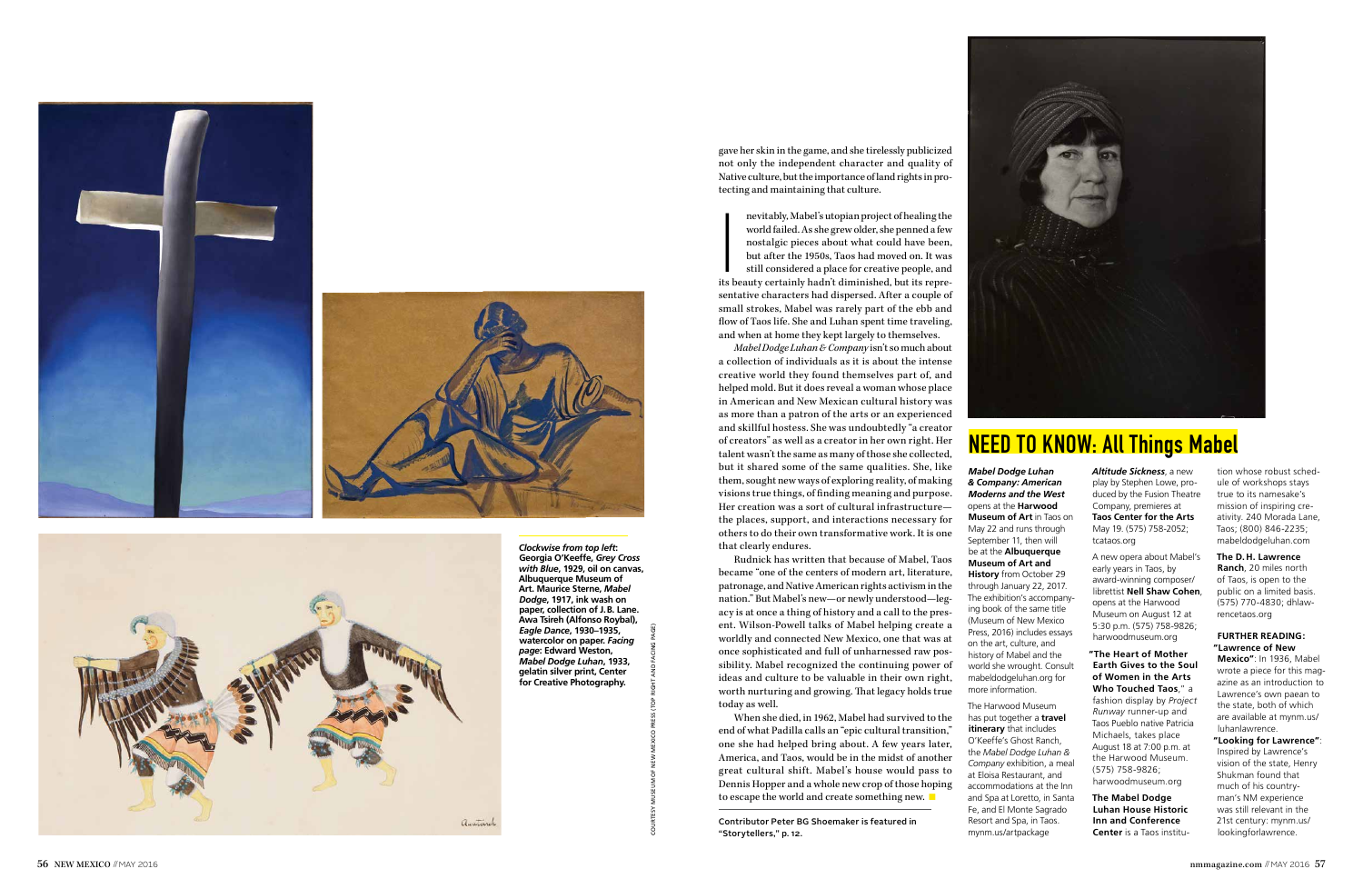gave her skin in the game, and she tirelessly publicized not only the independent character and quality of Native culture, but the importance of land rights in protecting and maintaining that culture.

Inevitably, Mabel's utopian project of healing the world failed. As she grew older, she penned a few nostalgic pieces about what could have been, but after the 1950s, Taos had moved on. It was still considered a place for creative people, and its beauty certainly hadn't diminished, but its representative characters had dispersed. After a couple of small strokes, Mabel was rarely part of the ebb and flow of Taos life. She and Luhan spent time traveling, and when at home they kept largely to themselves.

*Mabel Dodge Luhan & Company* isn't so much about a collection of individuals as it is about the intense creative world they found themselves part of, and helped mold. But it does reveal a woman whose place in American and New Mexican cultural history was as more than a patron of the arts or an experienced and skillful hostess. She was undoubtedly "a creator of creators" as well as a creator in her own right. Her talent wasn't the same as many of those she collected, but it shared some of the same qualities. She, like them, sought new ways of exploring reality, of making visions true things, of finding meaning and purpose. Her creation was a sort of cultural infrastructure—the places, support, and interactions necessary for others to do their own transformative work. It is one that clearly endures.

Rudnick has written that because of Mabel, Taos became "one of the centers of modern art, literature, patronage, and Native American rights activism in the nation." But Mabel's new—or newly understood—legacy is at once a thing of history and a call to the present. Wilson-Powell talks of Mabel helping create a worldly and connected New Mexico, one that was at once sophisticated and full of unharnessed raw possibility. Mabel recognized the continuing power of ideas and culture to be valuable in their own right, worth nurturing and growing. That legacy holds true today as well.

When she died, in 1962, Mabel had survived to the end of what Padilla calls an "epic cultural transition," one she had helped bring about. A few years later, America, and Taos, would be in the midst of another great cultural shift. Mabel's house would pass to Dennis Hopper and a whole new crop of those hoping to escape the world and create something new. ■

Contributor Peter BG Shoemaker is featured in "Storytellers," p. 12.

***Clockwise from top left:* Georgia O'Keeffe, *Grey Cross with Blue*, 1929, oil on canvas, Albuquerque Museum of Art. Maurice Sterne, *Mabel Dodge*, 1917, ink wash on paper, collection of J.B. Lane. Awa Tsireh (Alfonso Roybal), *Eagle Dance*, 1930–1935, watercolor on paper. *Facing page:* Edward Weston, *Mabel Dodge Luhan*, 1933, gelatin silver print, Center for Creative Photography.**

COURTESY MUSEUM OF NEW MEXICO PRESS (TOP RIGHT AND FACING PAGE)

## NEED TO KNOW: All Things Mabel

***Mabel Dodge Luhan & Company: American Moderns and the West*** opens at the **Harwood Museum of Art** in Taos on May 22 and runs through September 11, then will be at the **Albuquerque Museum of Art and History** from October 29 through January 22, 2017. The exhibition's accompanying book of the same title (Museum of New Mexico Press, 2016) includes essays on the art, culture, and history of Mabel and the world she wrought. Consult mabeldodgeluhan.org for more information.

The Harwood Museum has put together a **travel itinerary** that includes O'Keeffe's Ghost Ranch, the *Mabel Dodge Luhan & Company* exhibition, a meal at Eloisa Restaurant, and accommodations at the Inn and Spa at Loretto, in Santa Fe, and El Monte Sagrado Resort and Spa, in Taos. mynm.us/artpackage

***Altitude Sickness***, a new play by Stephen Lowe, produced by the Fusion Theatre Company, premieres at **Taos Center for the Arts** May 19. (575) 758-2052; tcataos.org

A new opera about Mabel's early years in Taos, by award-winning composer/librettist **Nell Shaw Cohen**, opens at the Harwood Museum on August 12 at 5:30 p.m. (575) 758-9826; harwoodmuseum.org

**"The Heart of Mother Earth Gives to the Soul of Women in the Arts Who Touched Taos,"** a fashion display by *Project Runway* runner-up and Taos Pueblo native Patricia Michaels, takes place August 18 at 7:00 p.m. at the Harwood Museum. (575) 758-9826; harwoodmuseum.org

**The Mabel Dodge Luhan House Historic Inn and Conference Center** is a Taos institution whose robust schedule of workshops stays true to its namesake's mission of inspiring creativity. 240 Morada Lane, Taos; (800) 846-2235; mabeldodgeluhan.com

**The D.H. Lawrence Ranch**, 20 miles north of Taos, is open to the public on a limited basis. (575) 770-4830; dhlawrencetaos.org

**FURTHER READING:**

**"Lawrence of New Mexico"**: In 1936, Mabel wrote a piece for this magazine as an introduction to Lawrence's own paean to the state, both of which are available at mynm.us/luhanlawrence.

**"Looking for Lawrence"**: Inspired by Lawrence's vision of the state, Henry Shukman found that much of his countryman's NM experience was still relevant in the 21st century: mynm.us/lookingforlawrence.